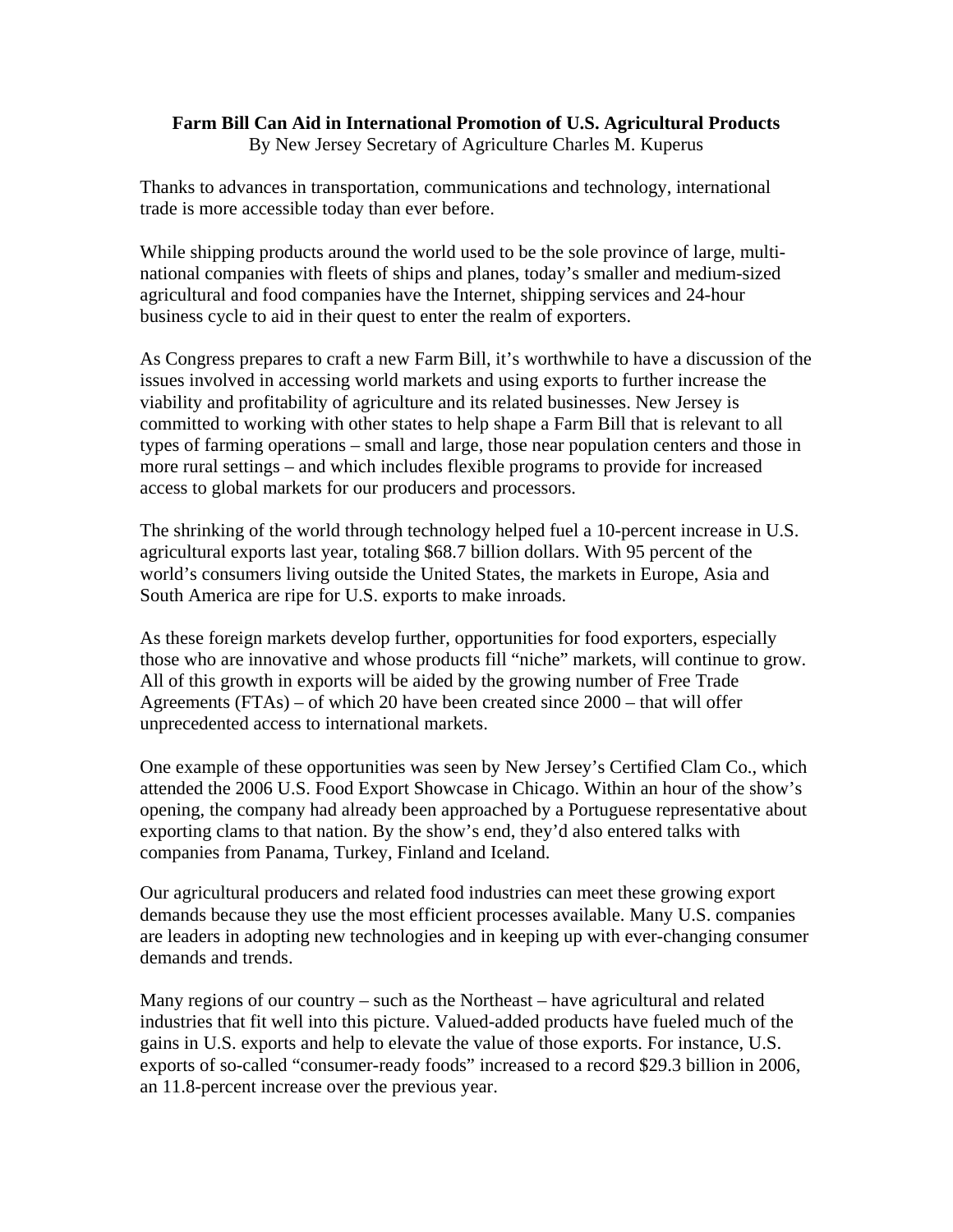**Farm Bill Can Aid in International Promotion of U.S. Agricultural Products**

By New Jersey Secretary of Agriculture Charles M. Kuperus

Thanks to advances in transportation, communications and technology, international trade is more accessible today than ever before.

While shipping products around the world used to be the sole province of large, multi-national companies with fleets of ships and planes, today's smaller and medium-sized agricultural and food companies have the Internet, shipping services and 24-hour business cycle to aid in their quest to enter the realm of exporters.

As Congress prepares to craft a new Farm Bill, it's worthwhile to have a discussion of the issues involved in accessing world markets and using exports to further increase the viability and profitability of agriculture and its related businesses. New Jersey is committed to working with other states to help shape a Farm Bill that is relevant to all types of farming operations – small and large, those near population centers and those in more rural settings – and which includes flexible programs to provide for increased access to global markets for our producers and processors.

The shrinking of the world through technology helped fuel a 10-percent increase in U.S. agricultural exports last year, totaling $68.7 billion dollars. With 95 percent of the world's consumers living outside the United States, the markets in Europe, Asia and South America are ripe for U.S. exports to make inroads.

As these foreign markets develop further, opportunities for food exporters, especially those who are innovative and whose products fill "niche" markets, will continue to grow. All of this growth in exports will be aided by the growing number of Free Trade Agreements (FTAs) – of which 20 have been created since 2000 – that will offer unprecedented access to international markets.

One example of these opportunities was seen by New Jersey's Certified Clam Co., which attended the 2006 U.S. Food Export Showcase in Chicago. Within an hour of the show's opening, the company had already been approached by a Portuguese representative about exporting clams to that nation. By the show's end, they'd also entered talks with companies from Panama, Turkey, Finland and Iceland.

Our agricultural producers and related food industries can meet these growing export demands because they use the most efficient processes available. Many U.S. companies are leaders in adopting new technologies and in keeping up with ever-changing consumer demands and trends.

Many regions of our country – such as the Northeast – have agricultural and related industries that fit well into this picture. Valued-added products have fueled much of the gains in U.S. exports and help to elevate the value of those exports. For instance, U.S. exports of so-called "consumer-ready foods" increased to a record $29.3 billion in 2006, an 11.8-percent increase over the previous year.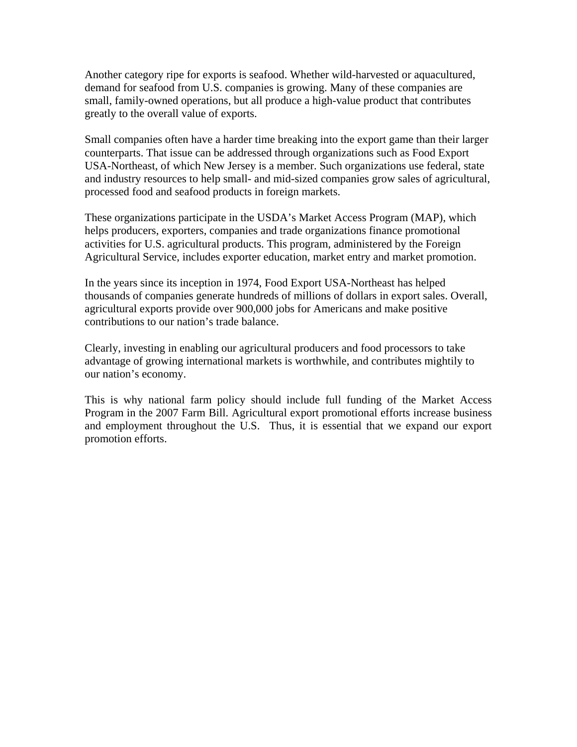Another category ripe for exports is seafood. Whether wild-harvested or aquacultured, demand for seafood from U.S. companies is growing. Many of these companies are small, family-owned operations, but all produce a high-value product that contributes greatly to the overall value of exports.

Small companies often have a harder time breaking into the export game than their larger counterparts. That issue can be addressed through organizations such as Food Export USA-Northeast, of which New Jersey is a member. Such organizations use federal, state and industry resources to help small- and mid-sized companies grow sales of agricultural, processed food and seafood products in foreign markets.

These organizations participate in the USDA's Market Access Program (MAP), which helps producers, exporters, companies and trade organizations finance promotional activities for U.S. agricultural products. This program, administered by the Foreign Agricultural Service, includes exporter education, market entry and market promotion.

In the years since its inception in 1974, Food Export USA-Northeast has helped thousands of companies generate hundreds of millions of dollars in export sales. Overall, agricultural exports provide over 900,000 jobs for Americans and make positive contributions to our nation's trade balance.

Clearly, investing in enabling our agricultural producers and food processors to take advantage of growing international markets is worthwhile, and contributes mightily to our nation's economy.

This is why national farm policy should include full funding of the Market Access Program in the 2007 Farm Bill. Agricultural export promotional efforts increase business and employment throughout the U.S. Thus, it is essential that we expand our export promotion efforts.